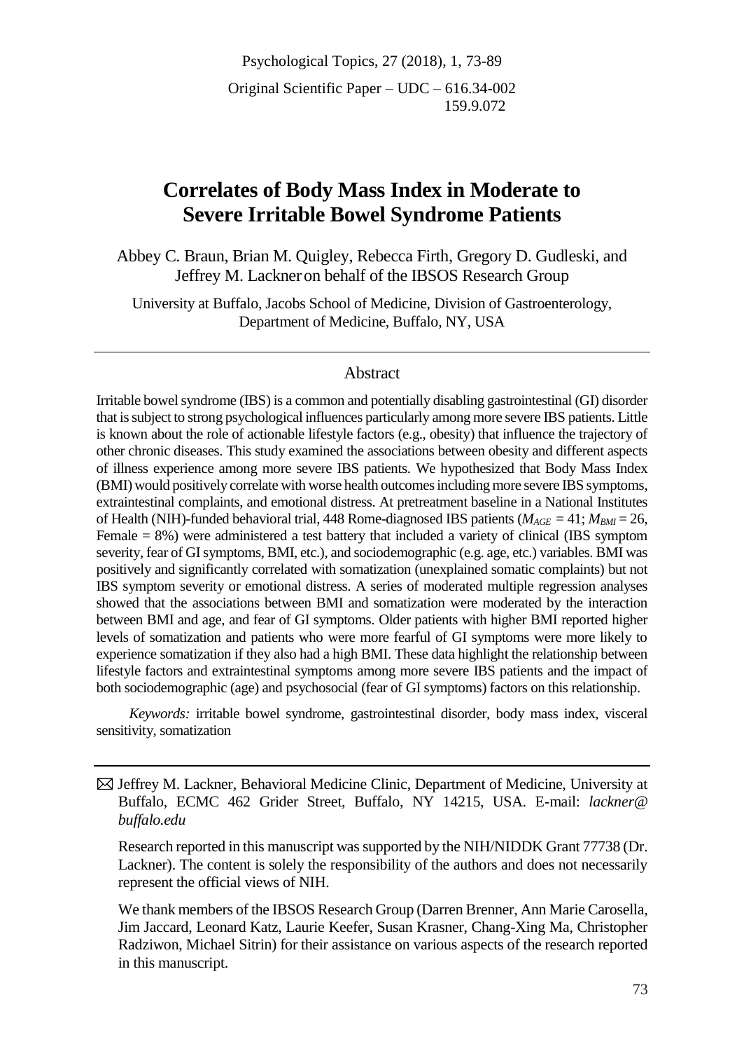Original Scientific Paper – UDC – 616.34-002
159.9.072

# Correlates of Body Mass Index in Moderate to Severe Irritable Bowel Syndrome Patients

Abbey C. Braun, Brian M. Quigley, Rebecca Firth, Gregory D. Gudleski, and Jeffrey M. Lackner on behalf of the IBSOS Research Group

University at Buffalo, Jacobs School of Medicine, Division of Gastroenterology, Department of Medicine, Buffalo, NY, USA

## Abstract

Irritable bowel syndrome (IBS) is a common and potentially disabling gastrointestinal (GI) disorder that is subject to strong psychological influences particularly among more severe IBS patients. Little is known about the role of actionable lifestyle factors (e.g., obesity) that influence the trajectory of other chronic diseases. This study examined the associations between obesity and different aspects of illness experience among more severe IBS patients. We hypothesized that Body Mass Index (BMI) would positively correlate with worse health outcomes including more severe IBS symptoms, extraintestinal complaints, and emotional distress. At pretreatment baseline in a National Institutes of Health (NIH)-funded behavioral trial, 448 Rome-diagnosed IBS patients ($M_{AGE}$ = 41; $M_{BMI}$ = 26, Female = 8%) were administered a test battery that included a variety of clinical (IBS symptom severity, fear of GI symptoms, BMI, etc.), and sociodemographic (e.g. age, etc.) variables. BMI was positively and significantly correlated with somatization (unexplained somatic complaints) but not IBS symptom severity or emotional distress. A series of moderated multiple regression analyses showed that the associations between BMI and somatization were moderated by the interaction between BMI and age, and fear of GI symptoms. Older patients with higher BMI reported higher levels of somatization and patients who were more fearful of GI symptoms were more likely to experience somatization if they also had a high BMI. These data highlight the relationship between lifestyle factors and extraintestinal symptoms among more severe IBS patients and the impact of both sociodemographic (age) and psychosocial (fear of GI symptoms) factors on this relationship.

*Keywords:* irritable bowel syndrome, gastrointestinal disorder, body mass index, visceral sensitivity, somatization

---

✉ Jeffrey M. Lackner, Behavioral Medicine Clinic, Department of Medicine, University at Buffalo, ECMC 462 Grider Street, Buffalo, NY 14215, USA. E-mail: *lackner@buffalo.edu*

Research reported in this manuscript was supported by the NIH/NIDDK Grant 77738 (Dr. Lackner). The content is solely the responsibility of the authors and does not necessarily represent the official views of NIH.

We thank members of the IBSOS Research Group (Darren Brenner, Ann Marie Carosella, Jim Jaccard, Leonard Katz, Laurie Keefer, Susan Krasner, Chang-Xing Ma, Christopher Radziwon, Michael Sitrin) for their assistance on various aspects of the research reported in this manuscript.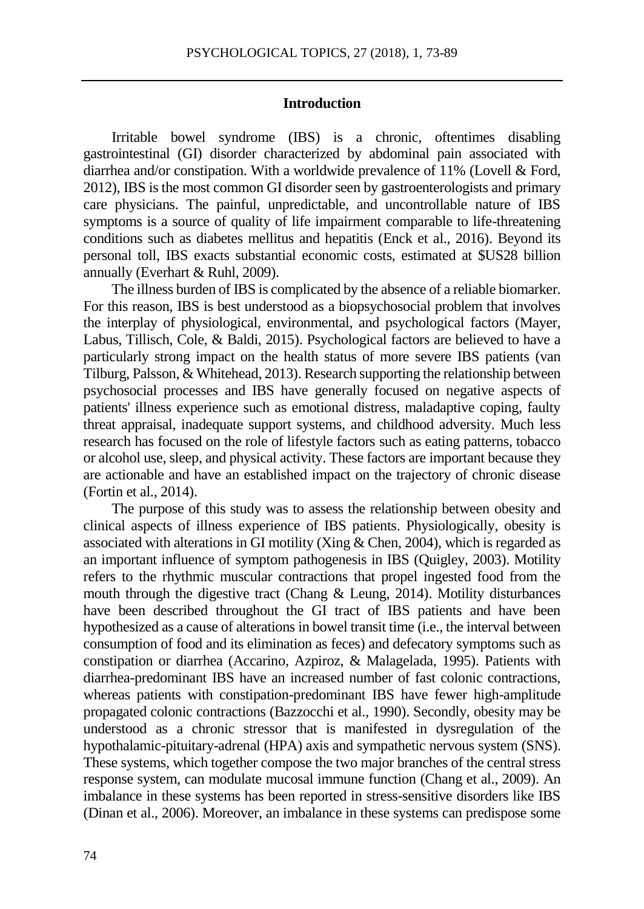## Introduction

Irritable bowel syndrome (IBS) is a chronic, oftentimes disabling gastrointestinal (GI) disorder characterized by abdominal pain associated with diarrhea and/or constipation. With a worldwide prevalence of 11% (Lovell & Ford, 2012), IBS is the most common GI disorder seen by gastroenterologists and primary care physicians. The painful, unpredictable, and uncontrollable nature of IBS symptoms is a source of quality of life impairment comparable to life-threatening conditions such as diabetes mellitus and hepatitis (Enck et al., 2016). Beyond its personal toll, IBS exacts substantial economic costs, estimated at $US28 billion annually (Everhart & Ruhl, 2009).

The illness burden of IBS is complicated by the absence of a reliable biomarker. For this reason, IBS is best understood as a biopsychosocial problem that involves the interplay of physiological, environmental, and psychological factors (Mayer, Labus, Tillisch, Cole, & Baldi, 2015). Psychological factors are believed to have a particularly strong impact on the health status of more severe IBS patients (van Tilburg, Palsson, & Whitehead, 2013). Research supporting the relationship between psychosocial processes and IBS have generally focused on negative aspects of patients' illness experience such as emotional distress, maladaptive coping, faulty threat appraisal, inadequate support systems, and childhood adversity. Much less research has focused on the role of lifestyle factors such as eating patterns, tobacco or alcohol use, sleep, and physical activity. These factors are important because they are actionable and have an established impact on the trajectory of chronic disease (Fortin et al., 2014).

The purpose of this study was to assess the relationship between obesity and clinical aspects of illness experience of IBS patients. Physiologically, obesity is associated with alterations in GI motility (Xing & Chen, 2004), which is regarded as an important influence of symptom pathogenesis in IBS (Quigley, 2003). Motility refers to the rhythmic muscular contractions that propel ingested food from the mouth through the digestive tract (Chang & Leung, 2014). Motility disturbances have been described throughout the GI tract of IBS patients and have been hypothesized as a cause of alterations in bowel transit time (i.e., the interval between consumption of food and its elimination as feces) and defecatory symptoms such as constipation or diarrhea (Accarino, Azpiroz, & Malagelada, 1995). Patients with diarrhea-predominant IBS have an increased number of fast colonic contractions, whereas patients with constipation-predominant IBS have fewer high-amplitude propagated colonic contractions (Bazzocchi et al., 1990). Secondly, obesity may be understood as a chronic stressor that is manifested in dysregulation of the hypothalamic-pituitary-adrenal (HPA) axis and sympathetic nervous system (SNS). These systems, which together compose the two major branches of the central stress response system, can modulate mucosal immune function (Chang et al., 2009). An imbalance in these systems has been reported in stress-sensitive disorders like IBS (Dinan et al., 2006). Moreover, an imbalance in these systems can predispose some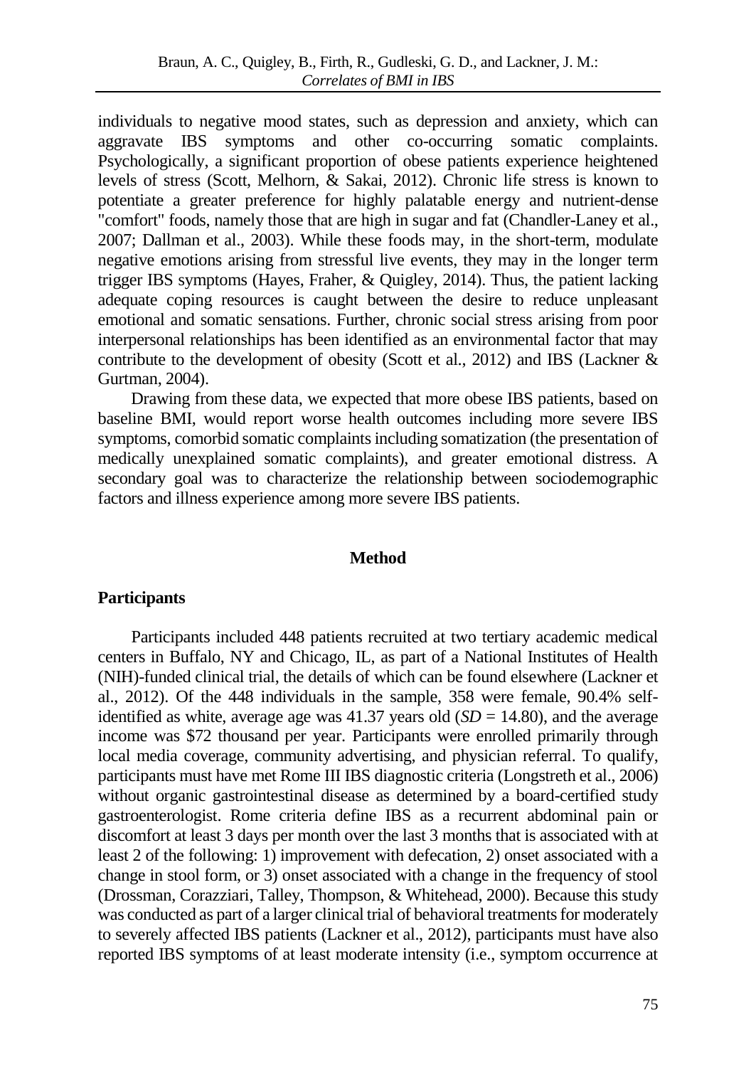individuals to negative mood states, such as depression and anxiety, which can aggravate IBS symptoms and other co-occurring somatic complaints. Psychologically, a significant proportion of obese patients experience heightened levels of stress (Scott, Melhorn, & Sakai, 2012). Chronic life stress is known to potentiate a greater preference for highly palatable energy and nutrient-dense "comfort" foods, namely those that are high in sugar and fat (Chandler-Laney et al., 2007; Dallman et al., 2003). While these foods may, in the short-term, modulate negative emotions arising from stressful live events, they may in the longer term trigger IBS symptoms (Hayes, Fraher, & Quigley, 2014). Thus, the patient lacking adequate coping resources is caught between the desire to reduce unpleasant emotional and somatic sensations. Further, chronic social stress arising from poor interpersonal relationships has been identified as an environmental factor that may contribute to the development of obesity (Scott et al., 2012) and IBS (Lackner & Gurtman, 2004).

Drawing from these data, we expected that more obese IBS patients, based on baseline BMI, would report worse health outcomes including more severe IBS symptoms, comorbid somatic complaints including somatization (the presentation of medically unexplained somatic complaints), and greater emotional distress. A secondary goal was to characterize the relationship between sociodemographic factors and illness experience among more severe IBS patients.

## Method

### Participants

Participants included 448 patients recruited at two tertiary academic medical centers in Buffalo, NY and Chicago, IL, as part of a National Institutes of Health (NIH)-funded clinical trial, the details of which can be found elsewhere (Lackner et al., 2012). Of the 448 individuals in the sample, 358 were female, 90.4% self-identified as white, average age was 41.37 years old (*SD* = 14.80), and the average income was $72 thousand per year. Participants were enrolled primarily through local media coverage, community advertising, and physician referral. To qualify, participants must have met Rome III IBS diagnostic criteria (Longstreth et al., 2006) without organic gastrointestinal disease as determined by a board-certified study gastroenterologist. Rome criteria define IBS as a recurrent abdominal pain or discomfort at least 3 days per month over the last 3 months that is associated with at least 2 of the following: 1) improvement with defecation, 2) onset associated with a change in stool form, or 3) onset associated with a change in the frequency of stool (Drossman, Corazziari, Talley, Thompson, & Whitehead, 2000). Because this study was conducted as part of a larger clinical trial of behavioral treatments for moderately to severely affected IBS patients (Lackner et al., 2012), participants must have also reported IBS symptoms of at least moderate intensity (i.e., symptom occurrence at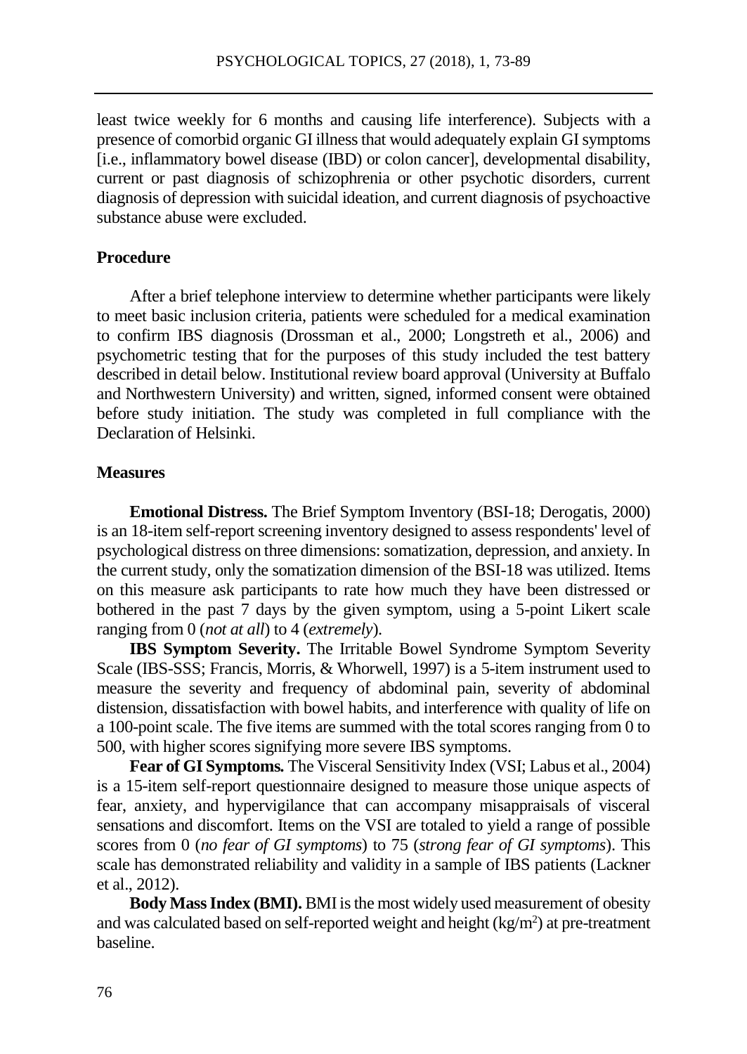least twice weekly for 6 months and causing life interference). Subjects with a presence of comorbid organic GI illness that would adequately explain GI symptoms [i.e., inflammatory bowel disease (IBD) or colon cancer], developmental disability, current or past diagnosis of schizophrenia or other psychotic disorders, current diagnosis of depression with suicidal ideation, and current diagnosis of psychoactive substance abuse were excluded.

### Procedure

After a brief telephone interview to determine whether participants were likely to meet basic inclusion criteria, patients were scheduled for a medical examination to confirm IBS diagnosis (Drossman et al., 2000; Longstreth et al., 2006) and psychometric testing that for the purposes of this study included the test battery described in detail below. Institutional review board approval (University at Buffalo and Northwestern University) and written, signed, informed consent were obtained before study initiation. The study was completed in full compliance with the Declaration of Helsinki.

### Measures

**Emotional Distress.** The Brief Symptom Inventory (BSI-18; Derogatis, 2000) is an 18-item self-report screening inventory designed to assess respondents' level of psychological distress on three dimensions: somatization, depression, and anxiety. In the current study, only the somatization dimension of the BSI-18 was utilized. Items on this measure ask participants to rate how much they have been distressed or bothered in the past 7 days by the given symptom, using a 5-point Likert scale ranging from 0 (*not at all*) to 4 (*extremely*).

**IBS Symptom Severity.** The Irritable Bowel Syndrome Symptom Severity Scale (IBS-SSS; Francis, Morris, & Whorwell, 1997) is a 5-item instrument used to measure the severity and frequency of abdominal pain, severity of abdominal distension, dissatisfaction with bowel habits, and interference with quality of life on a 100-point scale. The five items are summed with the total scores ranging from 0 to 500, with higher scores signifying more severe IBS symptoms.

**Fear of GI Symptoms.** The Visceral Sensitivity Index (VSI; Labus et al., 2004) is a 15-item self-report questionnaire designed to measure those unique aspects of fear, anxiety, and hypervigilance that can accompany misappraisals of visceral sensations and discomfort. Items on the VSI are totaled to yield a range of possible scores from 0 (*no fear of GI symptoms*) to 75 (*strong fear of GI symptoms*). This scale has demonstrated reliability and validity in a sample of IBS patients (Lackner et al., 2012).

**Body Mass Index (BMI).** BMI is the most widely used measurement of obesity and was calculated based on self-reported weight and height ($kg/m^2$) at pre-treatment baseline.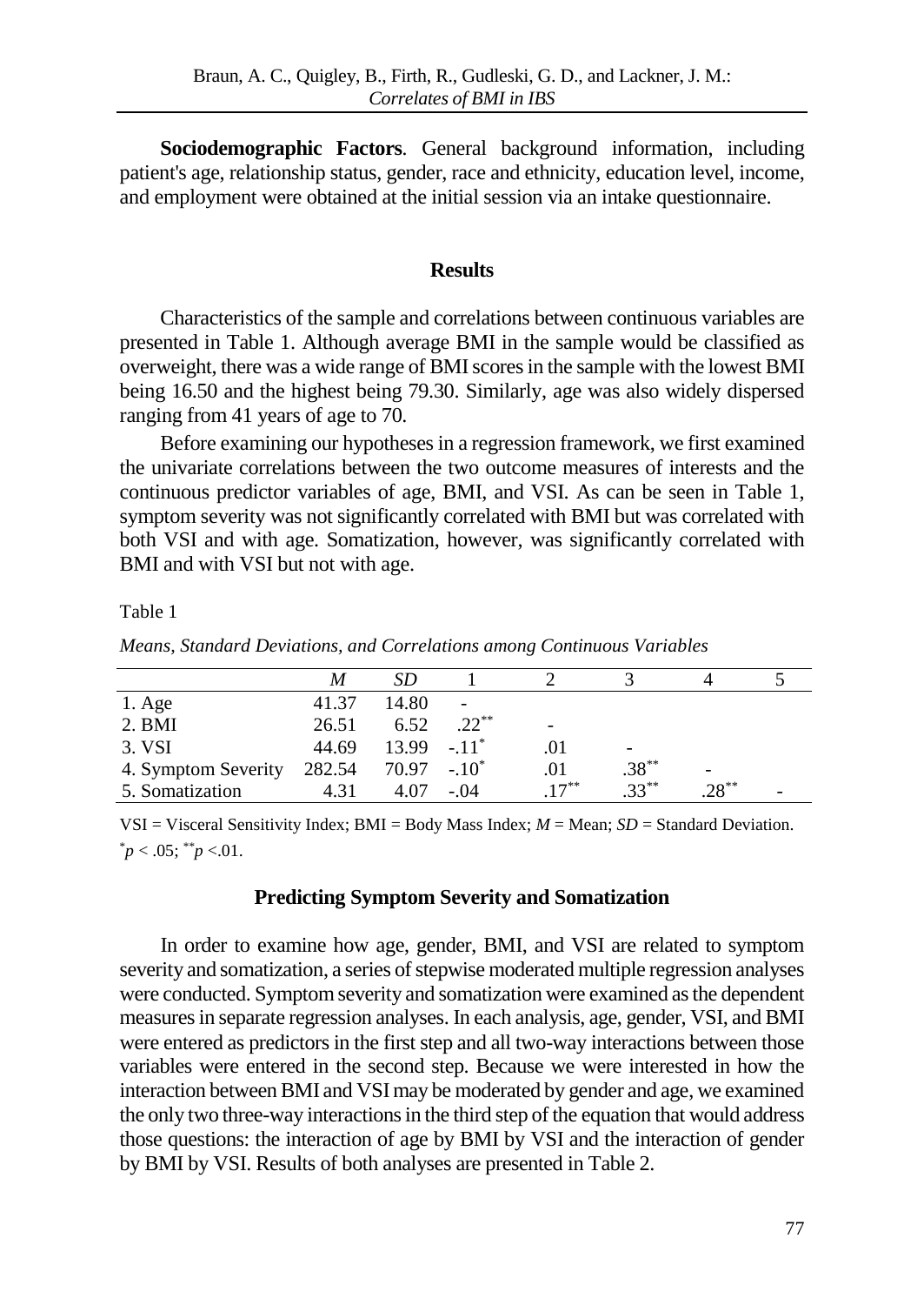**Sociodemographic Factors**. General background information, including patient's age, relationship status, gender, race and ethnicity, education level, income, and employment were obtained at the initial session via an intake questionnaire.

## Results

Characteristics of the sample and correlations between continuous variables are presented in Table 1. Although average BMI in the sample would be classified as overweight, there was a wide range of BMI scores in the sample with the lowest BMI being 16.50 and the highest being 79.30. Similarly, age was also widely dispersed ranging from 41 years of age to 70.

Before examining our hypotheses in a regression framework, we first examined the univariate correlations between the two outcome measures of interests and the continuous predictor variables of age, BMI, and VSI. As can be seen in Table 1, symptom severity was not significantly correlated with BMI but was correlated with both VSI and with age. Somatization, however, was significantly correlated with BMI and with VSI but not with age.

Table 1

*Means, Standard Deviations, and Correlations among Continuous Variables*

| | *M* | *SD* | 1 | 2 | 3 | 4 | 5 |
|---|---|---|---|---|---|---|---|
| 1. Age | 41.37 | 14.80 | - | | | | |
| 2. BMI | 26.51 | 6.52 | .22** | - | | | |
| 3. VSI | 44.69 | 13.99 | -.11* | .01 | - | | |
| 4. Symptom Severity | 282.54 | 70.97 | -.10* | .01 | .38** | - | |
| 5. Somatization | 4.31 | 4.07 | -.04 | .17** | .33** | .28** | - |

VSI = Visceral Sensitivity Index; BMI = Body Mass Index; *M* = Mean; *SD* = Standard Deviation.
\* $p < .05$; \*\* $p < .01$.

### Predicting Symptom Severity and Somatization

In order to examine how age, gender, BMI, and VSI are related to symptom severity and somatization, a series of stepwise moderated multiple regression analyses were conducted. Symptom severity and somatization were examined as the dependent measures in separate regression analyses. In each analysis, age, gender, VSI, and BMI were entered as predictors in the first step and all two-way interactions between those variables were entered in the second step. Because we were interested in how the interaction between BMI and VSI may be moderated by gender and age, we examined the only two three-way interactions in the third step of the equation that would address those questions: the interaction of age by BMI by VSI and the interaction of gender by BMI by VSI. Results of both analyses are presented in Table 2.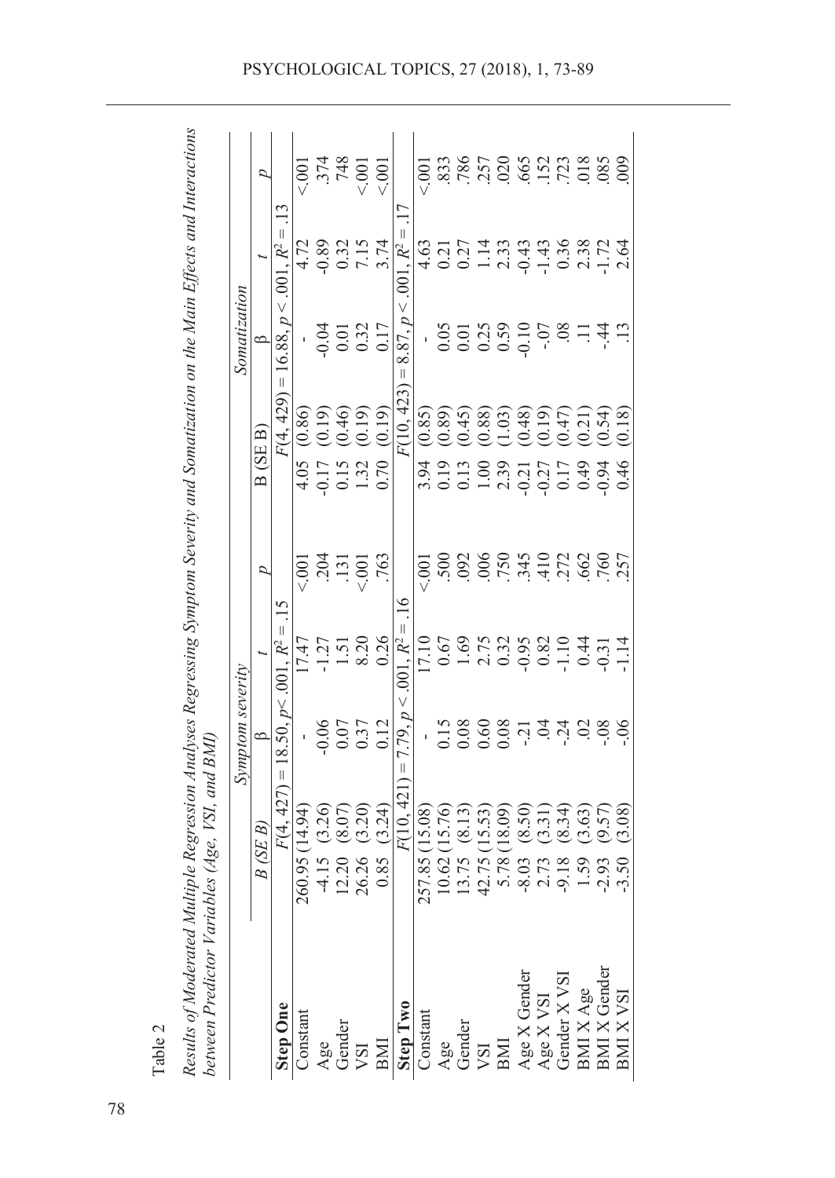Table 2

*Results of Moderated Multiple Regression Analyses Regressing Symptom Severity and Somatization on the Main Effects and Interactions between Predictor Variables (Age, VSI, and BMI)*

| | Symptom severity | | | | Somatization | | | |
|---|---|---|---|---|---|---|---|---|
| | *B* (*SE B*) | β | *t* | *p* | B (SE B) | β | *t* | *p* |
| **Step One** | $F(4, 427) = 18.50, p < .001, R^2 = .15$ | | | | $F(4, 429) = 16.88, p < .001, R^2 = .13$ | | | |
| Constant | 260.95 (14.94) | - | 17.47 | <.001 | 4.05 (0.86) | - | 4.72 | <.001 |
| Age | -4.15 (3.26) | -0.06 | -1.27 | .204 | -0.17 (0.19) | -0.04 | -0.89 | .374 |
| Gender | 12.20 (8.07) | 0.07 | 1.51 | .131 | 0.15 (0.46) | 0.01 | 0.32 | 748 |
| VSI | 26.26 (3.20) | 0.37 | 8.20 | <.001 | 1.32 (0.19) | 0.32 | 7.15 | <.001 |
| BMI | 0.85 (3.24) | 0.12 | 0.26 | .763 | 0.70 (0.19) | 0.17 | 3.74 | <.001 |
| **Step Two** | $F(10, 421) = 7.79, p < .001, R^2 = .16$ | | | | $F(10, 423) = 8.87, p < .001, R^2 = .17$ | | | |
| Constant | 257.85 (15.08) | - | 17.10 | <.001 | 3.94 (0.85) | - | 4.63 | <.001 |
| Age | 10.62 (15.76) | 0.15 | 0.67 | .500 | 0.19 (0.89) | 0.05 | 0.21 | .833 |
| Gender | 13.75 (8.13) | 0.08 | 1.69 | .092 | 0.13 (0.45) | 0.01 | 0.27 | .786 |
| VSI | 42.75 (15.53) | 0.60 | 2.75 | .006 | 1.00 (0.88) | 0.25 | 1.14 | .257 |
| BMI | 5.78 (18.09) | 0.08 | 0.32 | .750 | 2.39 (1.03) | 0.59 | 2.33 | .020 |
| Age X Gender | -8.03 (8.50) | -.21 | -0.95 | .345 | -0.21 (0.48) | -0.10 | -0.43 | .665 |
| Age X VSI | 2.73 (3.31) | .04 | 0.82 | .410 | -0.27 (0.19) | -.07 | -1.43 | .152 |
| Gender X VSI | -9.18 (8.34) | -.24 | -1.10 | .272 | 0.17 (0.47) | .08 | 0.36 | .723 |
| BMI X Age | 1.59 (3.63) | .02 | 0.44 | .662 | 0.49 (0.21) | .11 | 2.38 | .018 |
| BMI X Gender | -2.93 (9.57) | -.08 | -0.31 | .760 | -0.94 (0.54) | -.44 | -1.72 | .085 |
| BMI X VSI | -3.50 (3.08) | -.06 | -1.14 | .257 | 0.46 (0.18) | .13 | 2.64 | .009 |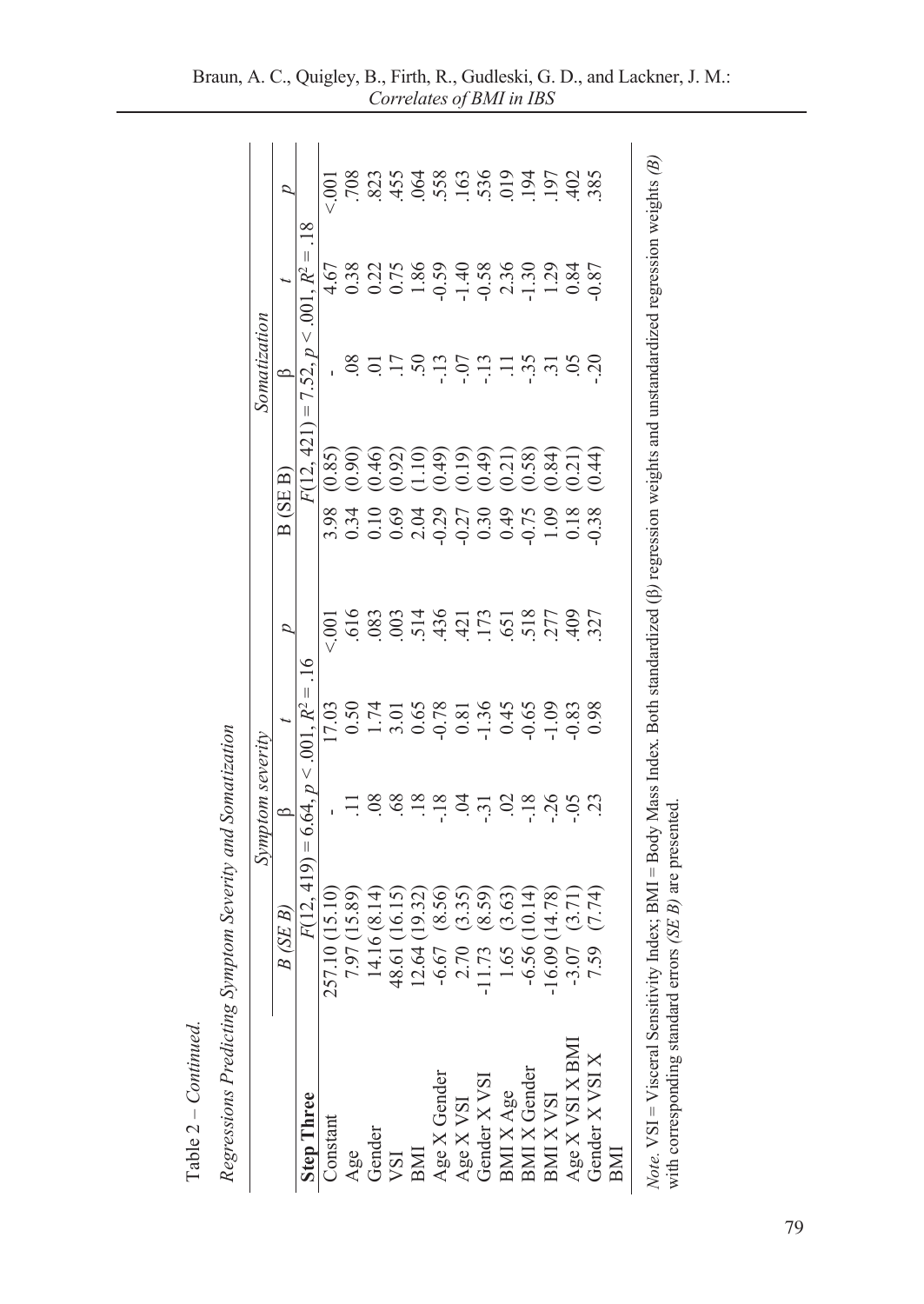Table 2 – *Continued.*

*Regressions Predicting Symptom Severity and Somatization*

| | *Symptom severity* | | | | *Somatization* | | | |
|---|---|---|---|---|---|---|---|---|
| | *B (SE B)* | β | *t* | *p* | B (SE B) | β | *t* | *p* |
| **Step Three** | $F(12, 419) = 6.64, p < .001, R^2 = .16$ | | | | $F(12, 421) = 7.52, p < .001, R^2 = .18$ | | | |
| Constant | 257.10 (15.10) | - | 17.03 | <.001 | 3.98 (0.85) | - | 4.67 | <.001 |
| Age | 7.97 (15.89) | .11 | 0.50 | .616 | 0.34 (0.90) | .08 | 0.38 | .708 |
| Gender | 14.16 (8.14) | .08 | 1.74 | .083 | 0.10 (0.46) | .01 | 0.22 | .823 |
| VSI | 48.61 (16.15) | .68 | 3.01 | .003 | 0.69 (0.92) | .17 | 0.75 | .455 |
| BMI | 12.64 (19.32) | .18 | 0.65 | .514 | 2.04 (1.10) | .50 | 1.86 | .064 |
| Age X Gender | -6.67 (8.56) | -.18 | -0.78 | .436 | -0.29 (0.49) | -.13 | -0.59 | .558 |
| Age X VSI | 2.70 (3.35) | .04 | 0.81 | .421 | -0.27 (0.19) | -.07 | -1.40 | .163 |
| Gender X VSI | -11.73 (8.59) | -.31 | -1.36 | .173 | 0.30 (0.49) | -.13 | -0.58 | .536 |
| BMI X Age | 1.65 (3.63) | .02 | 0.45 | .651 | 0.49 (0.21) | .11 | 2.36 | .019 |
| BMI X Gender | -6.56 (10.14) | -.18 | -0.65 | .518 | -0.75 (0.58) | -.35 | -1.30 | .194 |
| BMI X VSI | -16.09 (14.78) | -.26 | -1.09 | .277 | 1.09 (0.84) | .31 | 1.29 | .197 |
| Age X VSI X BMI | -3.07 (3.71) | -.05 | -0.83 | .409 | 0.18 (0.21) | .05 | 0.84 | .402 |
| Gender X VSI X BMI | 7.59 (7.74) | .23 | 0.98 | .327 | -0.38 (0.44) | -.20 | -0.87 | .385 |

*Note.* VSI = Visceral Sensitivity Index; BMI = Body Mass Index. Both standardized (β) regression weights and unstandardized regression weights *(B)* with corresponding standard errors *(SE B)* are presented.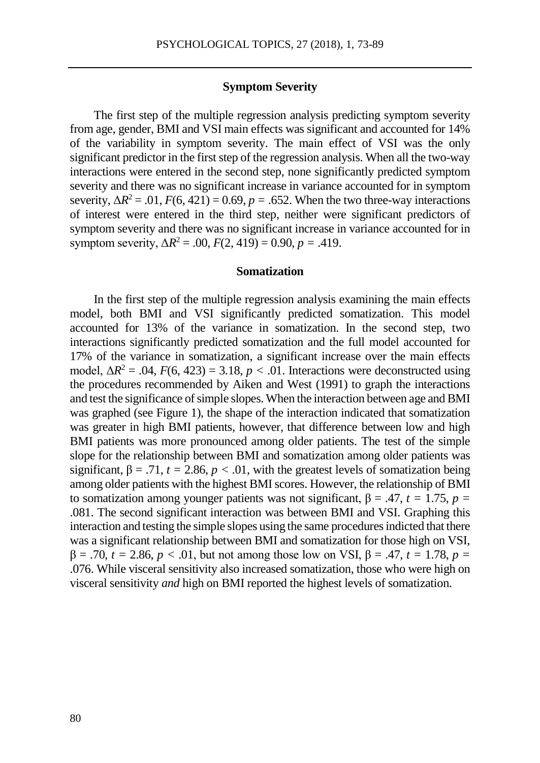### Symptom Severity

The first step of the multiple regression analysis predicting symptom severity from age, gender, BMI and VSI main effects was significant and accounted for 14% of the variability in symptom severity. The main effect of VSI was the only significant predictor in the first step of the regression analysis. When all the two-way interactions were entered in the second step, none significantly predicted symptom severity and there was no significant increase in variance accounted for in symptom severity, $\Delta R^2 = .01$, $F(6, 421) = 0.69$, $p = .652$. When the two three-way interactions of interest were entered in the third step, neither were significant predictors of symptom severity and there was no significant increase in variance accounted for in symptom severity, $\Delta R^2 = .00$, $F(2, 419) = 0.90$, $p = .419$.

### Somatization

In the first step of the multiple regression analysis examining the main effects model, both BMI and VSI significantly predicted somatization. This model accounted for 13% of the variance in somatization. In the second step, two interactions significantly predicted somatization and the full model accounted for 17% of the variance in somatization, a significant increase over the main effects model, $\Delta R^2 = .04$, $F(6, 423) = 3.18$, $p < .01$. Interactions were deconstructed using the procedures recommended by Aiken and West (1991) to graph the interactions and test the significance of simple slopes. When the interaction between age and BMI was graphed (see Figure 1), the shape of the interaction indicated that somatization was greater in high BMI patients, however, that difference between low and high BMI patients was more pronounced among older patients. The test of the simple slope for the relationship between BMI and somatization among older patients was significant, $\beta = .71$, $t = 2.86$, $p < .01$, with the greatest levels of somatization being among older patients with the highest BMI scores. However, the relationship of BMI to somatization among younger patients was not significant, $\beta = .47$, $t = 1.75$, $p = .081$. The second significant interaction was between BMI and VSI. Graphing this interaction and testing the simple slopes using the same procedures indicted that there was a significant relationship between BMI and somatization for those high on VSI, $\beta = .70$, $t = 2.86$, $p < .01$, but not among those low on VSI, $\beta = .47$, $t = 1.78$, $p = .076$. While visceral sensitivity also increased somatization, those who were high on visceral sensitivity *and* high on BMI reported the highest levels of somatization.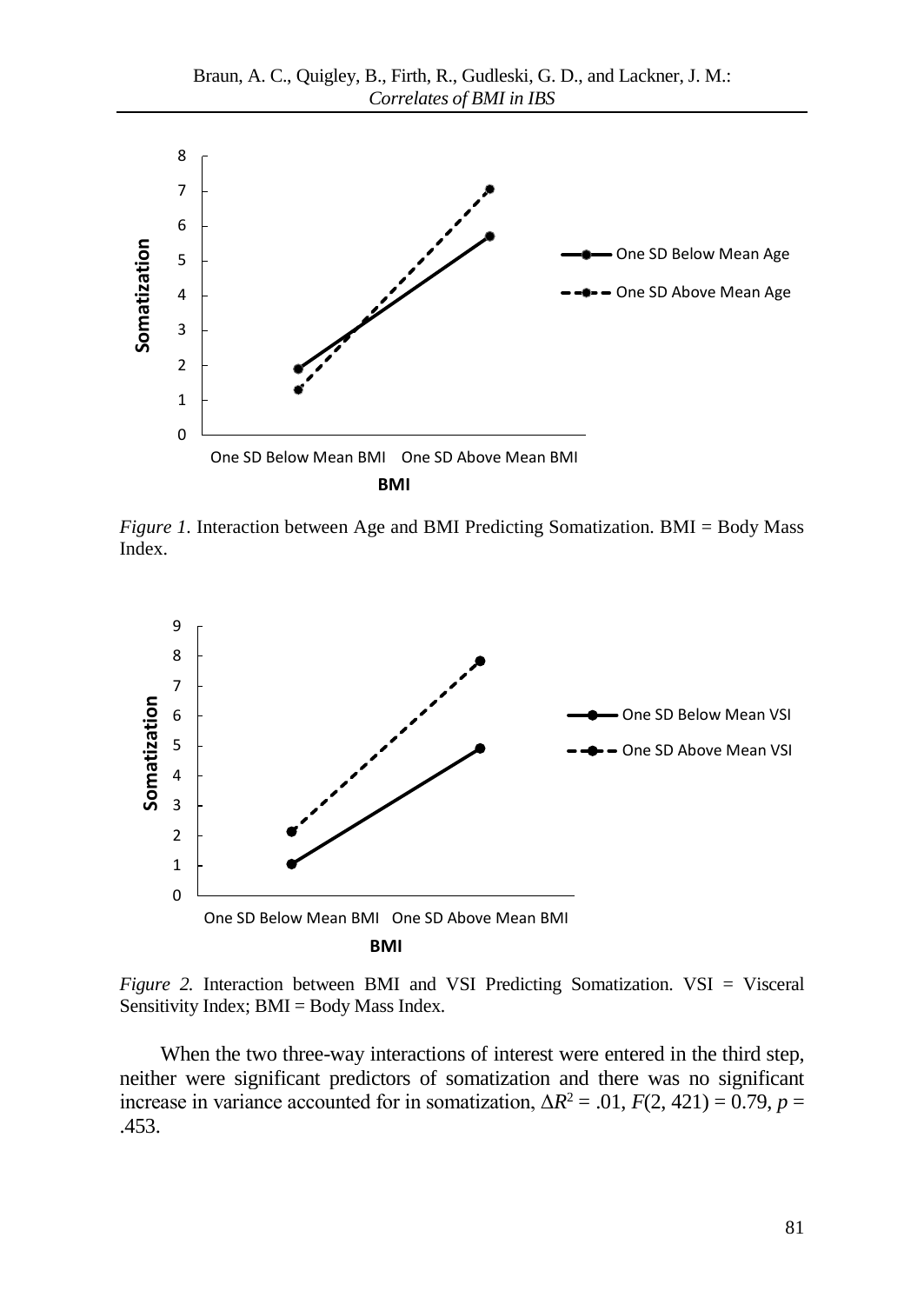*Figure 1.* Interaction between Age and BMI Predicting Somatization. BMI = Body Mass Index.

*Figure 2.* Interaction between BMI and VSI Predicting Somatization. VSI = Visceral Sensitivity Index; BMI = Body Mass Index.

When the two three-way interactions of interest were entered in the third step, neither were significant predictors of somatization and there was no significant increase in variance accounted for in somatization, $\Delta R^2 = .01$, $F(2, 421) = 0.79$, $p = .453$.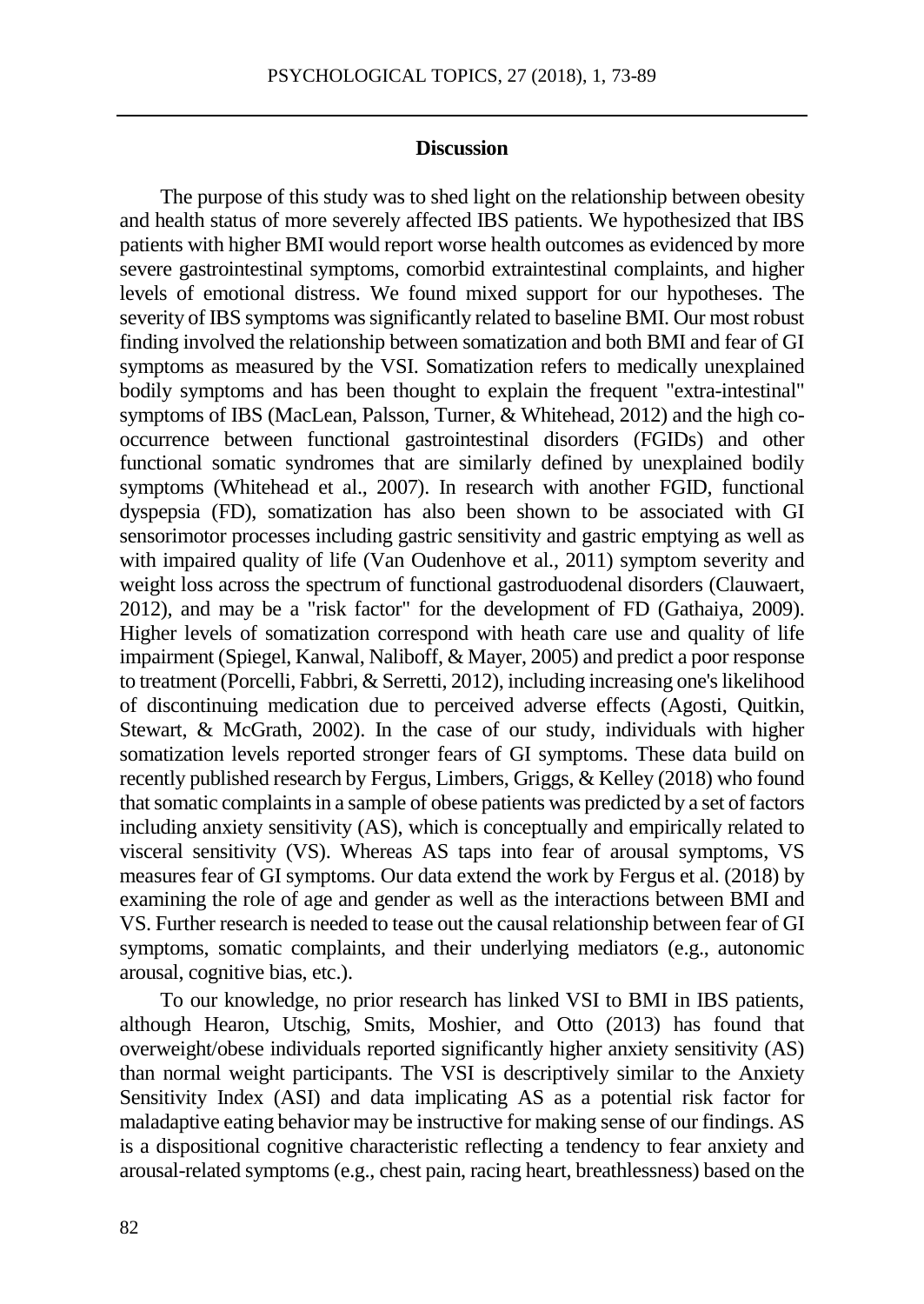## Discussion

The purpose of this study was to shed light on the relationship between obesity and health status of more severely affected IBS patients. We hypothesized that IBS patients with higher BMI would report worse health outcomes as evidenced by more severe gastrointestinal symptoms, comorbid extraintestinal complaints, and higher levels of emotional distress. We found mixed support for our hypotheses. The severity of IBS symptoms was significantly related to baseline BMI. Our most robust finding involved the relationship between somatization and both BMI and fear of GI symptoms as measured by the VSI. Somatization refers to medically unexplained bodily symptoms and has been thought to explain the frequent "extra-intestinal" symptoms of IBS (MacLean, Palsson, Turner, & Whitehead, 2012) and the high co-occurrence between functional gastrointestinal disorders (FGIDs) and other functional somatic syndromes that are similarly defined by unexplained bodily symptoms (Whitehead et al., 2007). In research with another FGID, functional dyspepsia (FD), somatization has also been shown to be associated with GI sensorimotor processes including gastric sensitivity and gastric emptying as well as with impaired quality of life (Van Oudenhove et al., 2011) symptom severity and weight loss across the spectrum of functional gastroduodenal disorders (Clauwaert, 2012), and may be a "risk factor" for the development of FD (Gathaiya, 2009). Higher levels of somatization correspond with heath care use and quality of life impairment (Spiegel, Kanwal, Naliboff, & Mayer, 2005) and predict a poor response to treatment (Porcelli, Fabbri, & Serretti, 2012), including increasing one's likelihood of discontinuing medication due to perceived adverse effects (Agosti, Quitkin, Stewart, & McGrath, 2002). In the case of our study, individuals with higher somatization levels reported stronger fears of GI symptoms. These data build on recently published research by Fergus, Limbers, Griggs, & Kelley (2018) who found that somatic complaints in a sample of obese patients was predicted by a set of factors including anxiety sensitivity (AS), which is conceptually and empirically related to visceral sensitivity (VS). Whereas AS taps into fear of arousal symptoms, VS measures fear of GI symptoms. Our data extend the work by Fergus et al. (2018) by examining the role of age and gender as well as the interactions between BMI and VS. Further research is needed to tease out the causal relationship between fear of GI symptoms, somatic complaints, and their underlying mediators (e.g., autonomic arousal, cognitive bias, etc.).

To our knowledge, no prior research has linked VSI to BMI in IBS patients, although Hearon, Utschig, Smits, Moshier, and Otto (2013) has found that overweight/obese individuals reported significantly higher anxiety sensitivity (AS) than normal weight participants. The VSI is descriptively similar to the Anxiety Sensitivity Index (ASI) and data implicating AS as a potential risk factor for maladaptive eating behavior may be instructive for making sense of our findings. AS is a dispositional cognitive characteristic reflecting a tendency to fear anxiety and arousal-related symptoms (e.g., chest pain, racing heart, breathlessness) based on the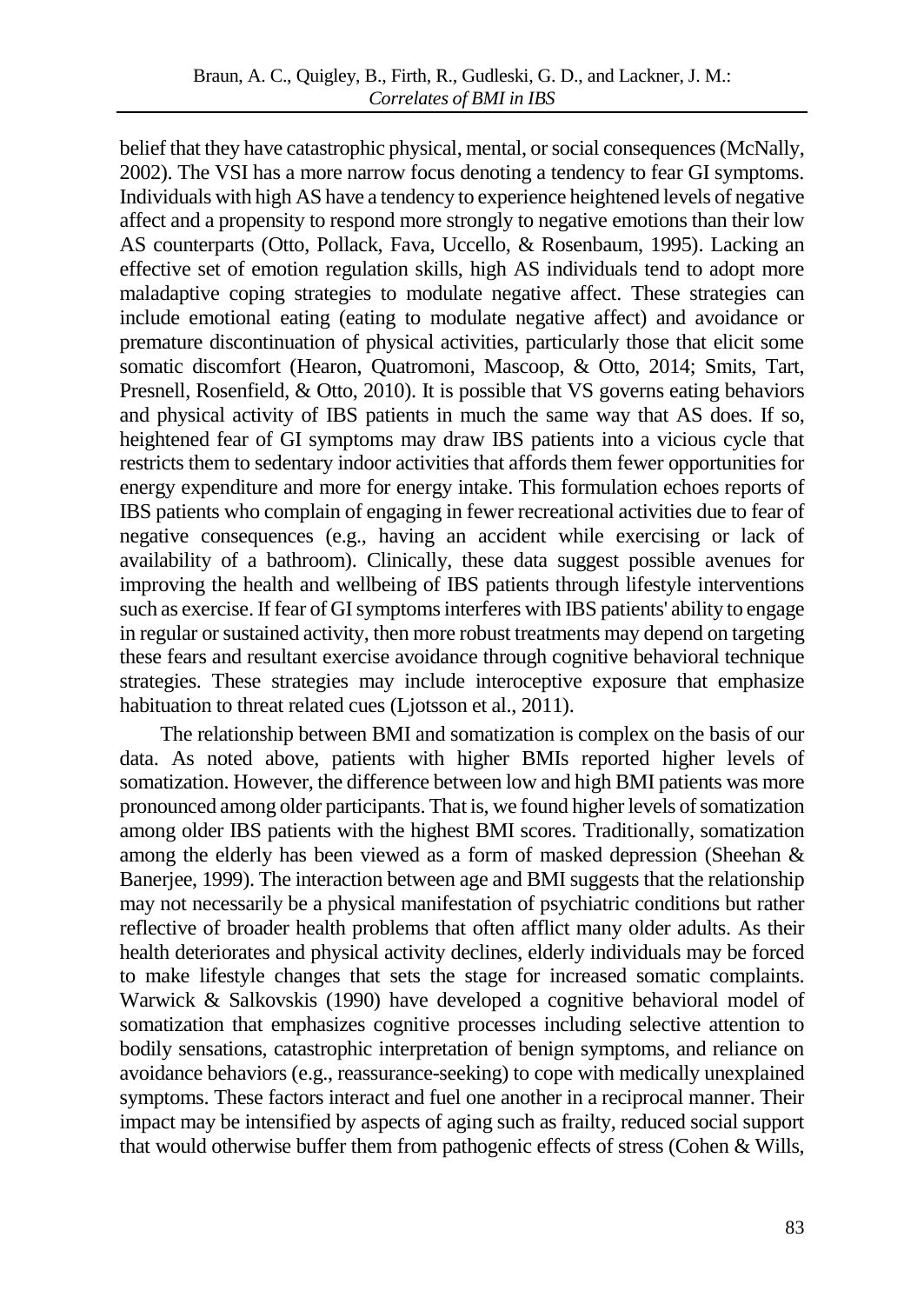belief that they have catastrophic physical, mental, or social consequences (McNally, 2002). The VSI has a more narrow focus denoting a tendency to fear GI symptoms. Individuals with high AS have a tendency to experience heightened levels of negative affect and a propensity to respond more strongly to negative emotions than their low AS counterparts (Otto, Pollack, Fava, Uccello, & Rosenbaum, 1995). Lacking an effective set of emotion regulation skills, high AS individuals tend to adopt more maladaptive coping strategies to modulate negative affect. These strategies can include emotional eating (eating to modulate negative affect) and avoidance or premature discontinuation of physical activities, particularly those that elicit some somatic discomfort (Hearon, Quatromoni, Mascoop, & Otto, 2014; Smits, Tart, Presnell, Rosenfield, & Otto, 2010). It is possible that VS governs eating behaviors and physical activity of IBS patients in much the same way that AS does. If so, heightened fear of GI symptoms may draw IBS patients into a vicious cycle that restricts them to sedentary indoor activities that affords them fewer opportunities for energy expenditure and more for energy intake. This formulation echoes reports of IBS patients who complain of engaging in fewer recreational activities due to fear of negative consequences (e.g., having an accident while exercising or lack of availability of a bathroom). Clinically, these data suggest possible avenues for improving the health and wellbeing of IBS patients through lifestyle interventions such as exercise. If fear of GI symptoms interferes with IBS patients' ability to engage in regular or sustained activity, then more robust treatments may depend on targeting these fears and resultant exercise avoidance through cognitive behavioral technique strategies. These strategies may include interoceptive exposure that emphasize habituation to threat related cues (Ljotsson et al., 2011).

The relationship between BMI and somatization is complex on the basis of our data. As noted above, patients with higher BMIs reported higher levels of somatization. However, the difference between low and high BMI patients was more pronounced among older participants. That is, we found higher levels of somatization among older IBS patients with the highest BMI scores. Traditionally, somatization among the elderly has been viewed as a form of masked depression (Sheehan & Banerjee, 1999). The interaction between age and BMI suggests that the relationship may not necessarily be a physical manifestation of psychiatric conditions but rather reflective of broader health problems that often afflict many older adults. As their health deteriorates and physical activity declines, elderly individuals may be forced to make lifestyle changes that sets the stage for increased somatic complaints. Warwick & Salkovskis (1990) have developed a cognitive behavioral model of somatization that emphasizes cognitive processes including selective attention to bodily sensations, catastrophic interpretation of benign symptoms, and reliance on avoidance behaviors (e.g., reassurance-seeking) to cope with medically unexplained symptoms. These factors interact and fuel one another in a reciprocal manner. Their impact may be intensified by aspects of aging such as frailty, reduced social support that would otherwise buffer them from pathogenic effects of stress (Cohen & Wills,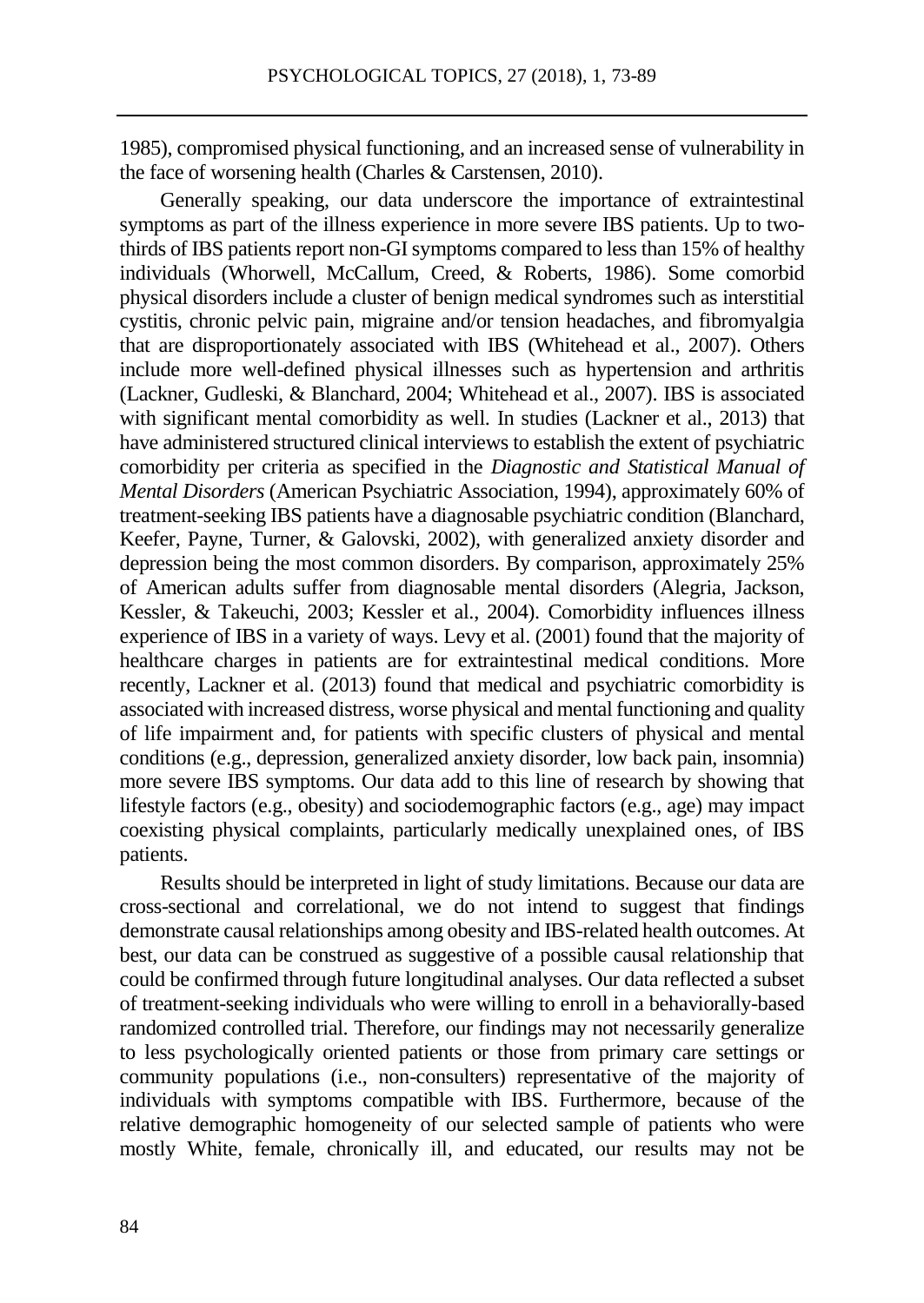1985), compromised physical functioning, and an increased sense of vulnerability in the face of worsening health (Charles & Carstensen, 2010).

Generally speaking, our data underscore the importance of extraintestinal symptoms as part of the illness experience in more severe IBS patients. Up to two-thirds of IBS patients report non-GI symptoms compared to less than 15% of healthy individuals (Whorwell, McCallum, Creed, & Roberts, 1986). Some comorbid physical disorders include a cluster of benign medical syndromes such as interstitial cystitis, chronic pelvic pain, migraine and/or tension headaches, and fibromyalgia that are disproportionately associated with IBS (Whitehead et al., 2007). Others include more well-defined physical illnesses such as hypertension and arthritis (Lackner, Gudleski, & Blanchard, 2004; Whitehead et al., 2007). IBS is associated with significant mental comorbidity as well. In studies (Lackner et al., 2013) that have administered structured clinical interviews to establish the extent of psychiatric comorbidity per criteria as specified in the *Diagnostic and Statistical Manual of Mental Disorders* (American Psychiatric Association, 1994), approximately 60% of treatment-seeking IBS patients have a diagnosable psychiatric condition (Blanchard, Keefer, Payne, Turner, & Galovski, 2002), with generalized anxiety disorder and depression being the most common disorders. By comparison, approximately 25% of American adults suffer from diagnosable mental disorders (Alegria, Jackson, Kessler, & Takeuchi, 2003; Kessler et al., 2004). Comorbidity influences illness experience of IBS in a variety of ways. Levy et al. (2001) found that the majority of healthcare charges in patients are for extraintestinal medical conditions. More recently, Lackner et al. (2013) found that medical and psychiatric comorbidity is associated with increased distress, worse physical and mental functioning and quality of life impairment and, for patients with specific clusters of physical and mental conditions (e.g., depression, generalized anxiety disorder, low back pain, insomnia) more severe IBS symptoms. Our data add to this line of research by showing that lifestyle factors (e.g., obesity) and sociodemographic factors (e.g., age) may impact coexisting physical complaints, particularly medically unexplained ones, of IBS patients.

Results should be interpreted in light of study limitations. Because our data are cross-sectional and correlational, we do not intend to suggest that findings demonstrate causal relationships among obesity and IBS-related health outcomes. At best, our data can be construed as suggestive of a possible causal relationship that could be confirmed through future longitudinal analyses. Our data reflected a subset of treatment-seeking individuals who were willing to enroll in a behaviorally-based randomized controlled trial. Therefore, our findings may not necessarily generalize to less psychologically oriented patients or those from primary care settings or community populations (i.e., non-consulters) representative of the majority of individuals with symptoms compatible with IBS. Furthermore, because of the relative demographic homogeneity of our selected sample of patients who were mostly White, female, chronically ill, and educated, our results may not be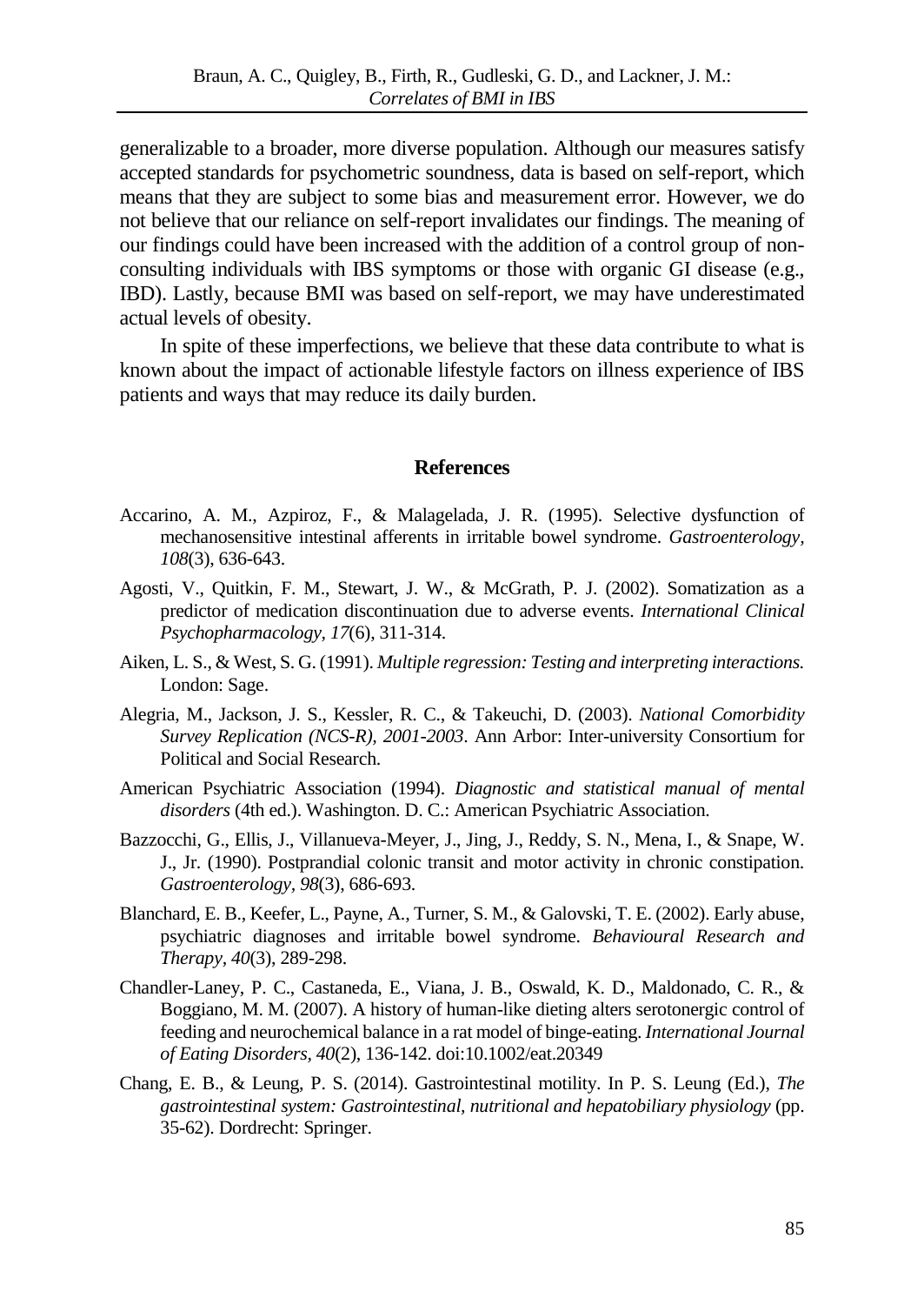generalizable to a broader, more diverse population. Although our measures satisfy accepted standards for psychometric soundness, data is based on self-report, which means that they are subject to some bias and measurement error. However, we do not believe that our reliance on self-report invalidates our findings. The meaning of our findings could have been increased with the addition of a control group of non-consulting individuals with IBS symptoms or those with organic GI disease (e.g., IBD). Lastly, because BMI was based on self-report, we may have underestimated actual levels of obesity.

In spite of these imperfections, we believe that these data contribute to what is known about the impact of actionable lifestyle factors on illness experience of IBS patients and ways that may reduce its daily burden.

## References

Accarino, A. M., Azpiroz, F., & Malagelada, J. R. (1995). Selective dysfunction of mechanosensitive intestinal afferents in irritable bowel syndrome. *Gastroenterology, 108*(3), 636-643.

Agosti, V., Quitkin, F. M., Stewart, J. W., & McGrath, P. J. (2002). Somatization as a predictor of medication discontinuation due to adverse events. *International Clinical Psychopharmacology, 17*(6), 311-314.

Aiken, L. S., & West, S. G. (1991). *Multiple regression: Testing and interpreting interactions.* London: Sage.

Alegria, M., Jackson, J. S., Kessler, R. C., & Takeuchi, D. (2003). *National Comorbidity Survey Replication (NCS-R), 2001-2003*. Ann Arbor: Inter-university Consortium for Political and Social Research.

American Psychiatric Association (1994). *Diagnostic and statistical manual of mental disorders* (4th ed.). Washington. D. C.: American Psychiatric Association.

Bazzocchi, G., Ellis, J., Villanueva-Meyer, J., Jing, J., Reddy, S. N., Mena, I., & Snape, W. J., Jr. (1990). Postprandial colonic transit and motor activity in chronic constipation. *Gastroenterology, 98*(3), 686-693.

Blanchard, E. B., Keefer, L., Payne, A., Turner, S. M., & Galovski, T. E. (2002). Early abuse, psychiatric diagnoses and irritable bowel syndrome. *Behavioural Research and Therapy, 40*(3), 289-298.

Chandler-Laney, P. C., Castaneda, E., Viana, J. B., Oswald, K. D., Maldonado, C. R., & Boggiano, M. M. (2007). A history of human-like dieting alters serotonergic control of feeding and neurochemical balance in a rat model of binge-eating. *International Journal of Eating Disorders, 40*(2), 136-142. doi:10.1002/eat.20349

Chang, E. B., & Leung, P. S. (2014). Gastrointestinal motility. In P. S. Leung (Ed.), *The gastrointestinal system: Gastrointestinal, nutritional and hepatobiliary physiology* (pp. 35-62). Dordrecht: Springer.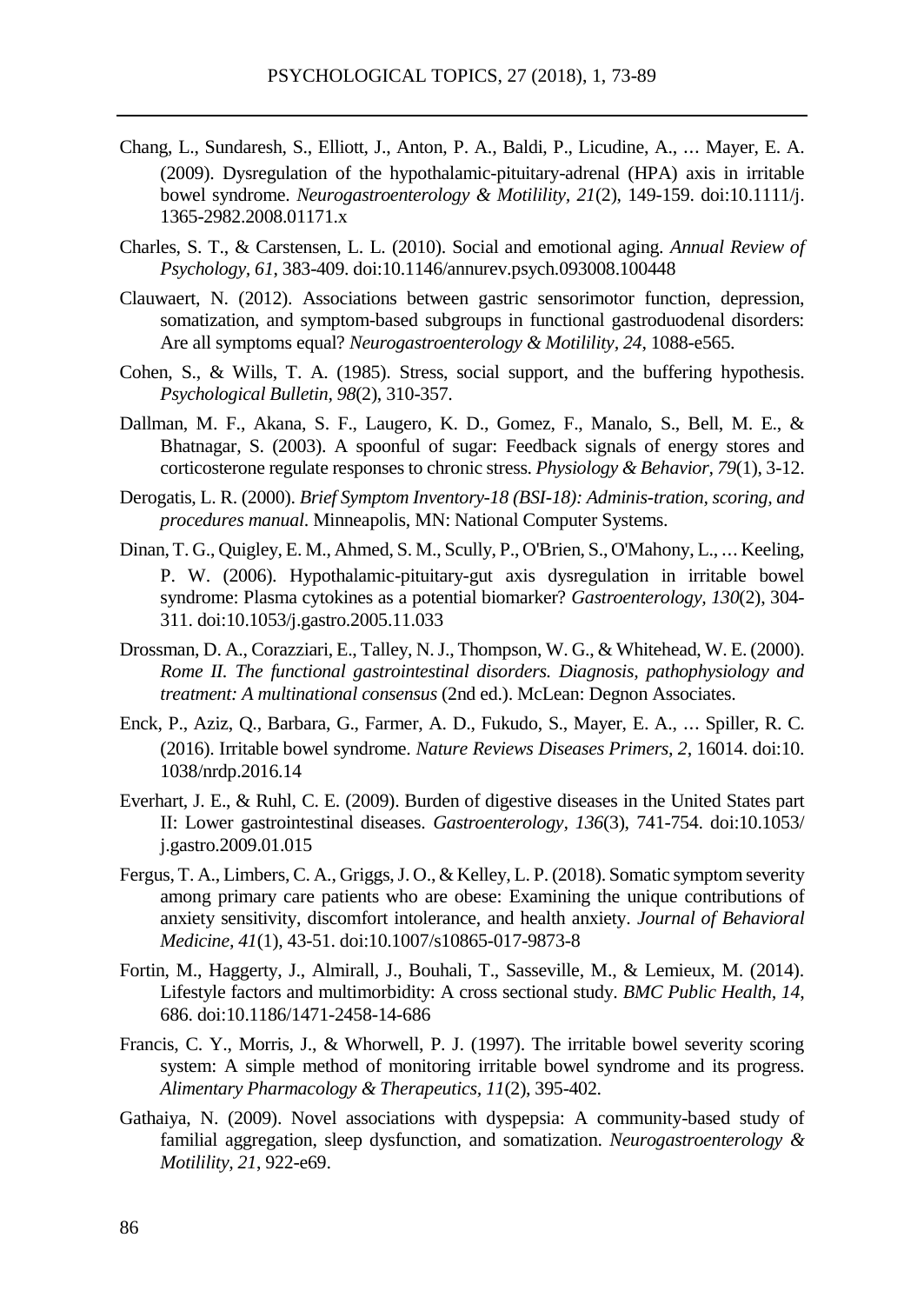Chang, L., Sundaresh, S., Elliott, J., Anton, P. A., Baldi, P., Licudine, A., … Mayer, E. A. (2009). Dysregulation of the hypothalamic-pituitary-adrenal (HPA) axis in irritable bowel syndrome. *Neurogastroenterology & Motilility, 21*(2), 149-159. doi:10.1111/j. 1365-2982.2008.01171.x

Charles, S. T., & Carstensen, L. L. (2010). Social and emotional aging. *Annual Review of Psychology, 61*, 383-409. doi:10.1146/annurev.psych.093008.100448

Clauwaert, N. (2012). Associations between gastric sensorimotor function, depression, somatization, and symptom-based subgroups in functional gastroduodenal disorders: Are all symptoms equal? *Neurogastroenterology & Motilility, 24*, 1088-e565.

Cohen, S., & Wills, T. A. (1985). Stress, social support, and the buffering hypothesis. *Psychological Bulletin, 98*(2), 310-357.

Dallman, M. F., Akana, S. F., Laugero, K. D., Gomez, F., Manalo, S., Bell, M. E., & Bhatnagar, S. (2003). A spoonful of sugar: Feedback signals of energy stores and corticosterone regulate responses to chronic stress. *Physiology & Behavior, 79*(1), 3-12.

Derogatis, L. R. (2000). *Brief Symptom Inventory-18 (BSI-18): Adminis-tration, scoring, and procedures manual*. Minneapolis, MN: National Computer Systems.

Dinan, T. G., Quigley, E. M., Ahmed, S. M., Scully, P., O'Brien, S., O'Mahony, L., … Keeling, P. W. (2006). Hypothalamic-pituitary-gut axis dysregulation in irritable bowel syndrome: Plasma cytokines as a potential biomarker? *Gastroenterology, 130*(2), 304-311. doi:10.1053/j.gastro.2005.11.033

Drossman, D. A., Corazziari, E., Talley, N. J., Thompson, W. G., & Whitehead, W. E. (2000). *Rome II. The functional gastrointestinal disorders. Diagnosis, pathophysiology and treatment: A multinational consensus* (2nd ed.). McLean: Degnon Associates.

Enck, P., Aziz, Q., Barbara, G., Farmer, A. D., Fukudo, S., Mayer, E. A., … Spiller, R. C. (2016). Irritable bowel syndrome. *Nature Reviews Diseases Primers, 2*, 16014. doi:10. 1038/nrdp.2016.14

Everhart, J. E., & Ruhl, C. E. (2009). Burden of digestive diseases in the United States part II: Lower gastrointestinal diseases. *Gastroenterology, 136*(3), 741-754. doi:10.1053/ j.gastro.2009.01.015

Fergus, T. A., Limbers, C. A., Griggs, J. O., & Kelley, L. P. (2018). Somatic symptom severity among primary care patients who are obese: Examining the unique contributions of anxiety sensitivity, discomfort intolerance, and health anxiety. *Journal of Behavioral Medicine, 41*(1), 43-51. doi:10.1007/s10865-017-9873-8

Fortin, M., Haggerty, J., Almirall, J., Bouhali, T., Sasseville, M., & Lemieux, M. (2014). Lifestyle factors and multimorbidity: A cross sectional study. *BMC Public Health, 14*, 686. doi:10.1186/1471-2458-14-686

Francis, C. Y., Morris, J., & Whorwell, P. J. (1997). The irritable bowel severity scoring system: A simple method of monitoring irritable bowel syndrome and its progress. *Alimentary Pharmacology & Therapeutics, 11*(2), 395-402.

Gathaiya, N. (2009). Novel associations with dyspepsia: A community-based study of familial aggregation, sleep dysfunction, and somatization. *Neurogastroenterology & Motilility, 21*, 922-e69.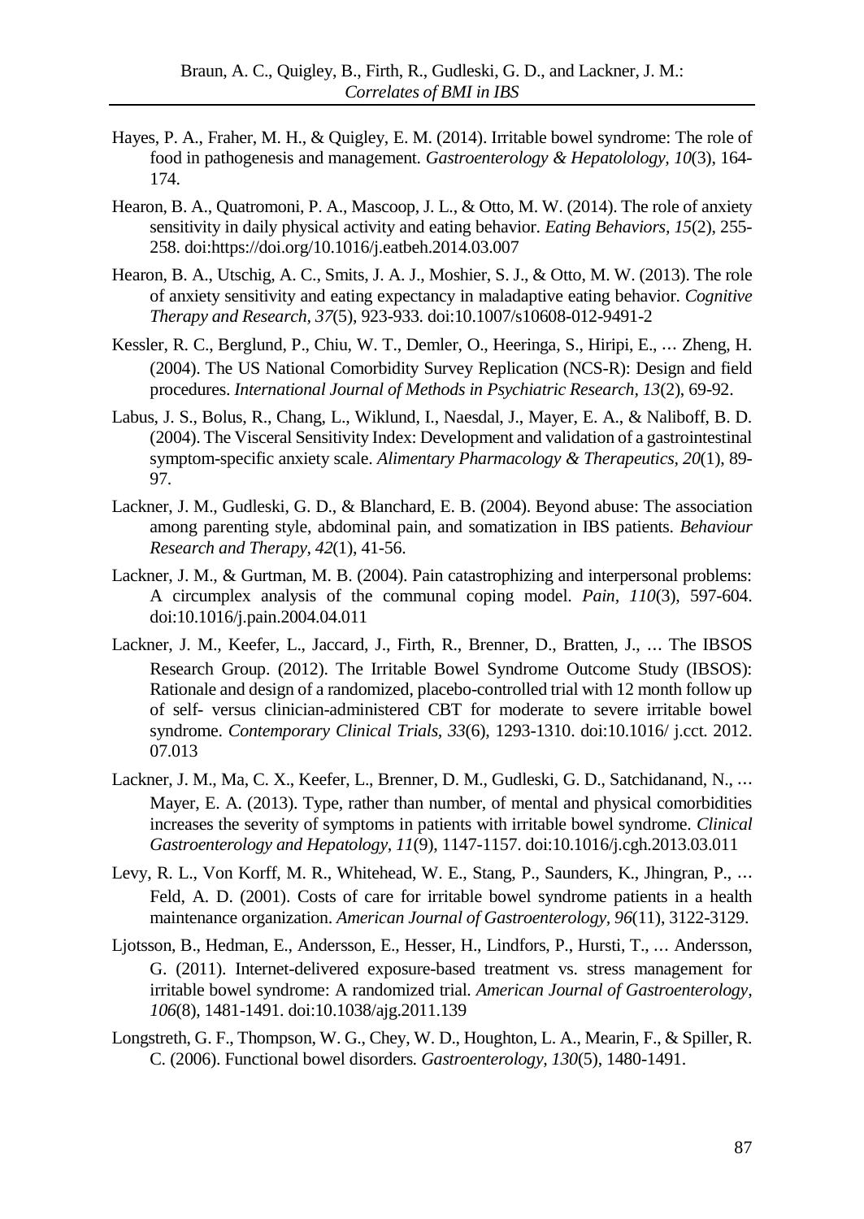Hayes, P. A., Fraher, M. H., & Quigley, E. M. (2014). Irritable bowel syndrome: The role of food in pathogenesis and management. *Gastroenterology & Hepatolology, 10*(3), 164-174.

Hearon, B. A., Quatromoni, P. A., Mascoop, J. L., & Otto, M. W. (2014). The role of anxiety sensitivity in daily physical activity and eating behavior. *Eating Behaviors, 15*(2), 255-258. doi:https://doi.org/10.1016/j.eatbeh.2014.03.007

Hearon, B. A., Utschig, A. C., Smits, J. A. J., Moshier, S. J., & Otto, M. W. (2013). The role of anxiety sensitivity and eating expectancy in maladaptive eating behavior. *Cognitive Therapy and Research, 37*(5), 923-933. doi:10.1007/s10608-012-9491-2

Kessler, R. C., Berglund, P., Chiu, W. T., Demler, O., Heeringa, S., Hiripi, E., … Zheng, H. (2004). The US National Comorbidity Survey Replication (NCS-R): Design and field procedures. *International Journal of Methods in Psychiatric Research, 13*(2), 69-92.

Labus, J. S., Bolus, R., Chang, L., Wiklund, I., Naesdal, J., Mayer, E. A., & Naliboff, B. D. (2004). The Visceral Sensitivity Index: Development and validation of a gastrointestinal symptom-specific anxiety scale. *Alimentary Pharmacology & Therapeutics, 20*(1), 89-97.

Lackner, J. M., Gudleski, G. D., & Blanchard, E. B. (2004). Beyond abuse: The association among parenting style, abdominal pain, and somatization in IBS patients. *Behaviour Research and Therapy, 42*(1), 41-56.

Lackner, J. M., & Gurtman, M. B. (2004). Pain catastrophizing and interpersonal problems: A circumplex analysis of the communal coping model. *Pain, 110*(3), 597-604. doi:10.1016/j.pain.2004.04.011

Lackner, J. M., Keefer, L., Jaccard, J., Firth, R., Brenner, D., Bratten, J., … The IBSOS Research Group. (2012). The Irritable Bowel Syndrome Outcome Study (IBSOS): Rationale and design of a randomized, placebo-controlled trial with 12 month follow up of self- versus clinician-administered CBT for moderate to severe irritable bowel syndrome. *Contemporary Clinical Trials, 33*(6), 1293-1310. doi:10.1016/ j.cct. 2012. 07.013

Lackner, J. M., Ma, C. X., Keefer, L., Brenner, D. M., Gudleski, G. D., Satchidanand, N., … Mayer, E. A. (2013). Type, rather than number, of mental and physical comorbidities increases the severity of symptoms in patients with irritable bowel syndrome. *Clinical Gastroenterology and Hepatology, 11*(9), 1147-1157. doi:10.1016/j.cgh.2013.03.011

Levy, R. L., Von Korff, M. R., Whitehead, W. E., Stang, P., Saunders, K., Jhingran, P., … Feld, A. D. (2001). Costs of care for irritable bowel syndrome patients in a health maintenance organization. *American Journal of Gastroenterology, 96*(11), 3122-3129.

Ljotsson, B., Hedman, E., Andersson, E., Hesser, H., Lindfors, P., Hursti, T., … Andersson, G. (2011). Internet-delivered exposure-based treatment vs. stress management for irritable bowel syndrome: A randomized trial. *American Journal of Gastroenterology, 106*(8), 1481-1491. doi:10.1038/ajg.2011.139

Longstreth, G. F., Thompson, W. G., Chey, W. D., Houghton, L. A., Mearin, F., & Spiller, R. C. (2006). Functional bowel disorders. *Gastroenterology, 130*(5), 1480-1491.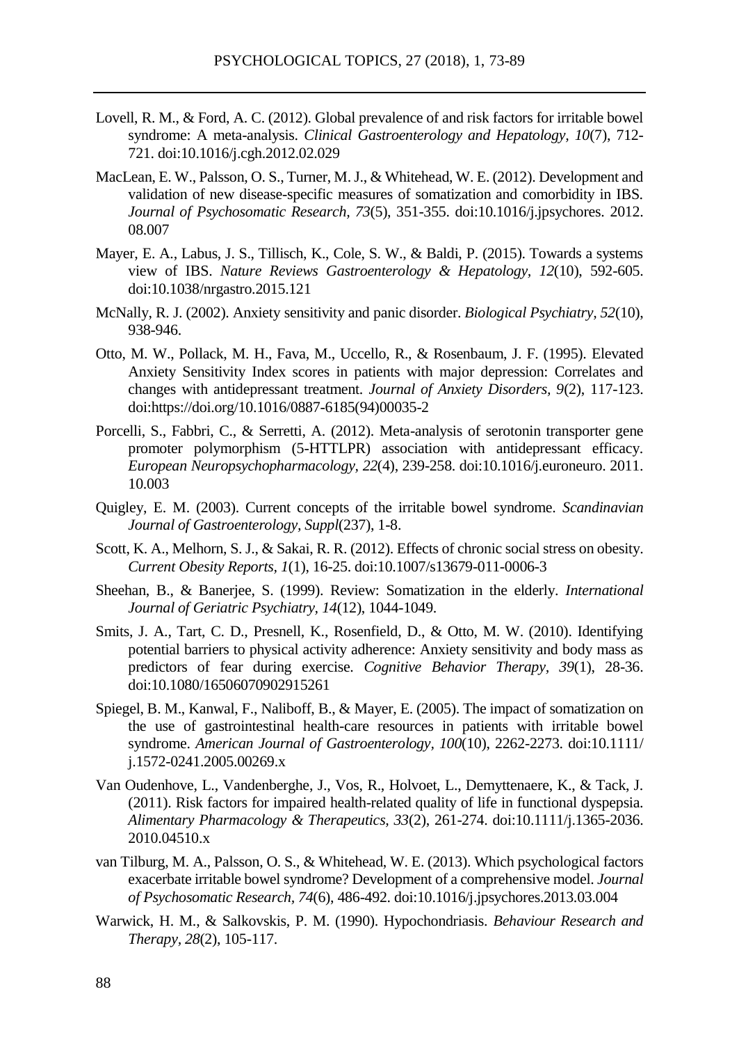Lovell, R. M., & Ford, A. C. (2012). Global prevalence of and risk factors for irritable bowel syndrome: A meta-analysis. *Clinical Gastroenterology and Hepatology, 10*(7), 712-721. doi:10.1016/j.cgh.2012.02.029

MacLean, E. W., Palsson, O. S., Turner, M. J., & Whitehead, W. E. (2012). Development and validation of new disease-specific measures of somatization and comorbidity in IBS. *Journal of Psychosomatic Research, 73*(5), 351-355. doi:10.1016/j.jpsychores. 2012. 08.007

Mayer, E. A., Labus, J. S., Tillisch, K., Cole, S. W., & Baldi, P. (2015). Towards a systems view of IBS. *Nature Reviews Gastroenterology & Hepatology, 12*(10), 592-605. doi:10.1038/nrgastro.2015.121

McNally, R. J. (2002). Anxiety sensitivity and panic disorder. *Biological Psychiatry, 52*(10), 938-946.

Otto, M. W., Pollack, M. H., Fava, M., Uccello, R., & Rosenbaum, J. F. (1995). Elevated Anxiety Sensitivity Index scores in patients with major depression: Correlates and changes with antidepressant treatment. *Journal of Anxiety Disorders, 9*(2), 117-123. doi:https://doi.org/10.1016/0887-6185(94)00035-2

Porcelli, S., Fabbri, C., & Serretti, A. (2012). Meta-analysis of serotonin transporter gene promoter polymorphism (5-HTTLPR) association with antidepressant efficacy. *European Neuropsychopharmacology, 22*(4), 239-258. doi:10.1016/j.euroneuro. 2011. 10.003

Quigley, E. M. (2003). Current concepts of the irritable bowel syndrome. *Scandinavian Journal of Gastroenterology, Suppl*(237), 1-8.

Scott, K. A., Melhorn, S. J., & Sakai, R. R. (2012). Effects of chronic social stress on obesity. *Current Obesity Reports, 1*(1), 16-25. doi:10.1007/s13679-011-0006-3

Sheehan, B., & Banerjee, S. (1999). Review: Somatization in the elderly. *International Journal of Geriatric Psychiatry, 14*(12), 1044-1049.

Smits, J. A., Tart, C. D., Presnell, K., Rosenfield, D., & Otto, M. W. (2010). Identifying potential barriers to physical activity adherence: Anxiety sensitivity and body mass as predictors of fear during exercise. *Cognitive Behavior Therapy, 39*(1), 28-36. doi:10.1080/16506070902915261

Spiegel, B. M., Kanwal, F., Naliboff, B., & Mayer, E. (2005). The impact of somatization on the use of gastrointestinal health-care resources in patients with irritable bowel syndrome. *American Journal of Gastroenterology, 100*(10), 2262-2273. doi:10.1111/ j.1572-0241.2005.00269.x

Van Oudenhove, L., Vandenberghe, J., Vos, R., Holvoet, L., Demyttenaere, K., & Tack, J. (2011). Risk factors for impaired health-related quality of life in functional dyspepsia. *Alimentary Pharmacology & Therapeutics, 33*(2), 261-274. doi:10.1111/j.1365-2036. 2010.04510.x

van Tilburg, M. A., Palsson, O. S., & Whitehead, W. E. (2013). Which psychological factors exacerbate irritable bowel syndrome? Development of a comprehensive model. *Journal of Psychosomatic Research, 74*(6), 486-492. doi:10.1016/j.jpsychores.2013.03.004

Warwick, H. M., & Salkovskis, P. M. (1990). Hypochondriasis. *Behaviour Research and Therapy, 28*(2), 105-117.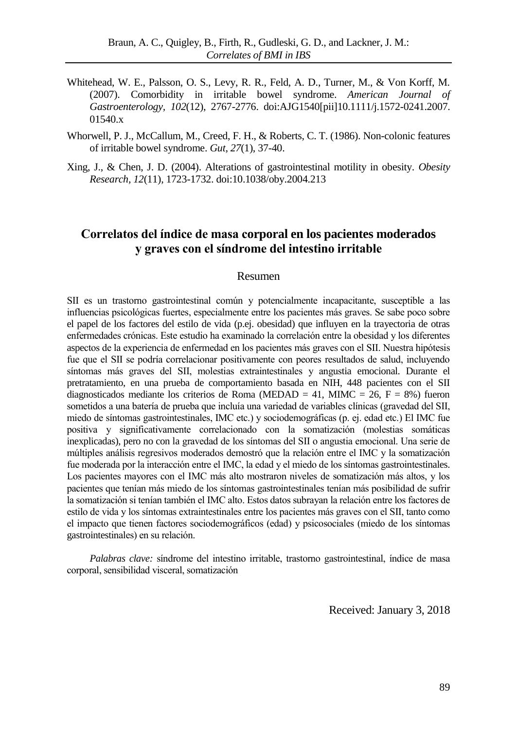Whitehead, W. E., Palsson, O. S., Levy, R. R., Feld, A. D., Turner, M., & Von Korff, M. (2007). Comorbidity in irritable bowel syndrome. *American Journal of Gastroenterology, 102*(12), 2767-2776. doi:AJG1540[pii]10.1111/j.1572-0241.2007.01540.x

Whorwell, P. J., McCallum, M., Creed, F. H., & Roberts, C. T. (1986). Non-colonic features of irritable bowel syndrome. *Gut, 27*(1), 37-40.

Xing, J., & Chen, J. D. (2004). Alterations of gastrointestinal motility in obesity. *Obesity Research, 12*(11), 1723-1732. doi:10.1038/oby.2004.213

## Correlatos del índice de masa corporal en los pacientes moderados y graves con el síndrome del intestino irritable

### Resumen

SII es un trastorno gastrointestinal común y potencialmente incapacitante, susceptible a las influencias psicológicas fuertes, especialmente entre los pacientes más graves. Se sabe poco sobre el papel de los factores del estilo de vida (p.ej. obesidad) que influyen en la trayectoria de otras enfermedades crónicas. Este estudio ha examinado la correlación entre la obesidad y los diferentes aspectos de la experiencia de enfermedad en los pacientes más graves con el SII. Nuestra hipótesis fue que el SII se podría correlacionar positivamente con peores resultados de salud, incluyendo síntomas más graves del SII, molestias extraintestinales y angustia emocional. Durante el pretratamiento, en una prueba de comportamiento basada en NIH, 448 pacientes con el SII diagnosticados mediante los criterios de Roma (MEDAD = 41, MIMC = 26, F = 8%) fueron sometidos a una batería de prueba que incluía una variedad de variables clínicas (gravedad del SII, miedo de síntomas gastrointestinales, IMC etc.) y sociodemográficas (p. ej. edad etc.) El IMC fue positiva y significativamente correlacionado con la somatización (molestias somáticas inexplicadas), pero no con la gravedad de los síntomas del SII o angustia emocional. Una serie de múltiples análisis regresivos moderados demostró que la relación entre el IMC y la somatización fue moderada por la interacción entre el IMC, la edad y el miedo de los síntomas gastrointestinales. Los pacientes mayores con el IMC más alto mostraron niveles de somatización más altos, y los pacientes que tenían más miedo de los síntomas gastrointestinales tenían más posibilidad de sufrir la somatización si tenían también el IMC alto. Estos datos subrayan la relación entre los factores de estilo de vida y los síntomas extraintestinales entre los pacientes más graves con el SII, tanto como el impacto que tienen factores sociodemográficos (edad) y psicosociales (miedo de los síntomas gastrointestinales) en su relación.

*Palabras clave:* síndrome del intestino irritable, trastorno gastrointestinal, índice de masa corporal, sensibilidad visceral, somatización

Received: January 3, 2018